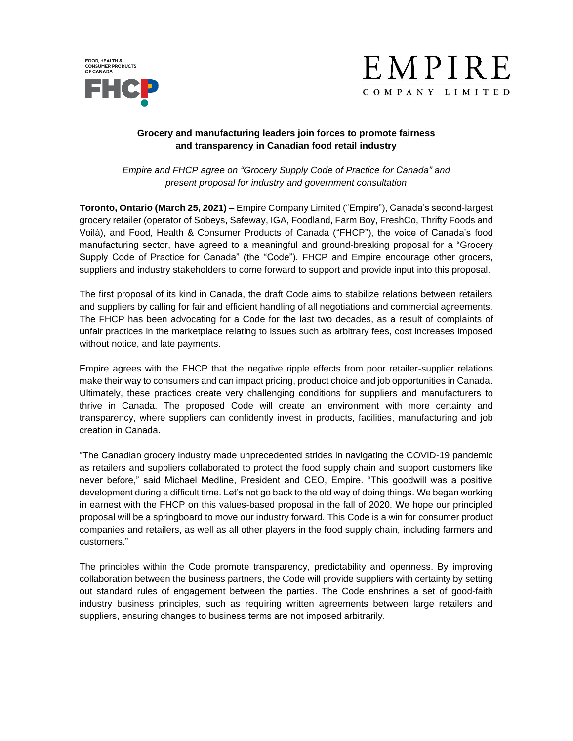FOOD, HEALTH & CONSUMER PRODUCTS OF CANADA

FHCP

EMPIRE

COMPANY LIMITED

**Grocery and manufacturing leaders join forces to promote fairness and transparency in Canadian food retail industry**

*Empire and FHCP agree on "Grocery Supply Code of Practice for Canada" and present proposal for industry and government consultation*

**Toronto, Ontario (March 25, 2021) –** Empire Company Limited ("Empire"), Canada's second-largest grocery retailer (operator of Sobeys, Safeway, IGA, Foodland, Farm Boy, FreshCo, Thrifty Foods and Voilà), and Food, Health & Consumer Products of Canada ("FHCP"), the voice of Canada's food manufacturing sector, have agreed to a meaningful and ground-breaking proposal for a "Grocery Supply Code of Practice for Canada" (the "Code"). FHCP and Empire encourage other grocers, suppliers and industry stakeholders to come forward to support and provide input into this proposal.

The first proposal of its kind in Canada, the draft Code aims to stabilize relations between retailers and suppliers by calling for fair and efficient handling of all negotiations and commercial agreements. The FHCP has been advocating for a Code for the last two decades, as a result of complaints of unfair practices in the marketplace relating to issues such as arbitrary fees, cost increases imposed without notice, and late payments.

Empire agrees with the FHCP that the negative ripple effects from poor retailer-supplier relations make their way to consumers and can impact pricing, product choice and job opportunities in Canada. Ultimately, these practices create very challenging conditions for suppliers and manufacturers to thrive in Canada. The proposed Code will create an environment with more certainty and transparency, where suppliers can confidently invest in products, facilities, manufacturing and job creation in Canada.

"The Canadian grocery industry made unprecedented strides in navigating the COVID-19 pandemic as retailers and suppliers collaborated to protect the food supply chain and support customers like never before," said Michael Medline, President and CEO, Empire. "This goodwill was a positive development during a difficult time. Let's not go back to the old way of doing things. We began working in earnest with the FHCP on this values-based proposal in the fall of 2020. We hope our principled proposal will be a springboard to move our industry forward. This Code is a win for consumer product companies and retailers, as well as all other players in the food supply chain, including farmers and customers."

The principles within the Code promote transparency, predictability and openness. By improving collaboration between the business partners, the Code will provide suppliers with certainty by setting out standard rules of engagement between the parties. The Code enshrines a set of good-faith industry business principles, such as requiring written agreements between large retailers and suppliers, ensuring changes to business terms are not imposed arbitrarily.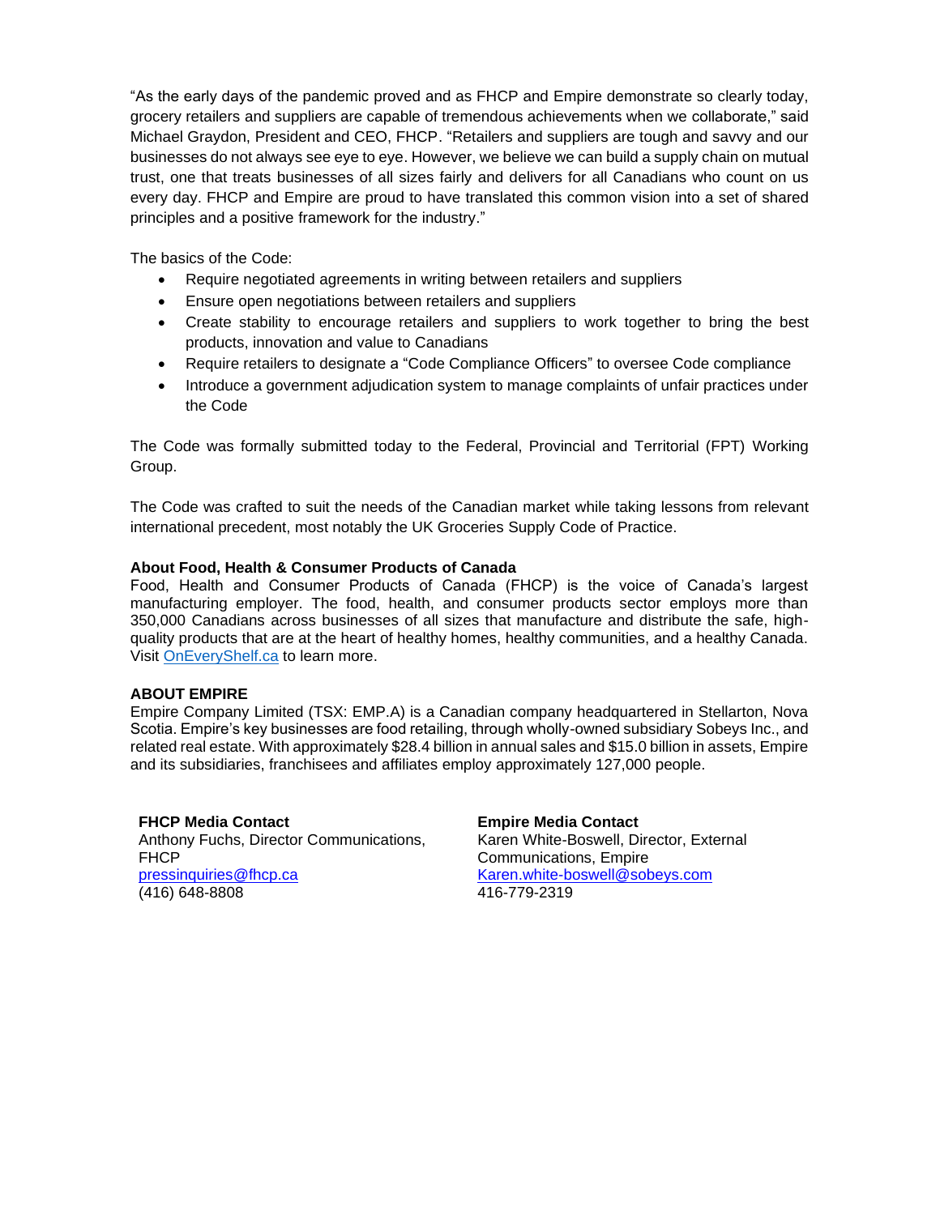"As the early days of the pandemic proved and as FHCP and Empire demonstrate so clearly today, grocery retailers and suppliers are capable of tremendous achievements when we collaborate," said Michael Graydon, President and CEO, FHCP. "Retailers and suppliers are tough and savvy and our businesses do not always see eye to eye. However, we believe we can build a supply chain on mutual trust, one that treats businesses of all sizes fairly and delivers for all Canadians who count on us every day. FHCP and Empire are proud to have translated this common vision into a set of shared principles and a positive framework for the industry."

The basics of the Code:

- Require negotiated agreements in writing between retailers and suppliers
- Ensure open negotiations between retailers and suppliers
- Create stability to encourage retailers and suppliers to work together to bring the best products, innovation and value to Canadians
- Require retailers to designate a "Code Compliance Officers" to oversee Code compliance
- Introduce a government adjudication system to manage complaints of unfair practices under the Code

The Code was formally submitted today to the Federal, Provincial and Territorial (FPT) Working Group.

The Code was crafted to suit the needs of the Canadian market while taking lessons from relevant international precedent, most notably the UK Groceries Supply Code of Practice.

**About Food, Health & Consumer Products of Canada**
Food, Health and Consumer Products of Canada (FHCP) is the voice of Canada's largest manufacturing employer. The food, health, and consumer products sector employs more than 350,000 Canadians across businesses of all sizes that manufacture and distribute the safe, high-quality products that are at the heart of healthy homes, healthy communities, and a healthy Canada. Visit [OnEveryShelf.ca](OnEveryShelf.ca) to learn more.

**ABOUT EMPIRE**
Empire Company Limited (TSX: EMP.A) is a Canadian company headquartered in Stellarton, Nova Scotia. Empire's key businesses are food retailing, through wholly-owned subsidiary Sobeys Inc., and related real estate. With approximately $28.4 billion in annual sales and $15.0 billion in assets, Empire and its subsidiaries, franchisees and affiliates employ approximately 127,000 people.

**FHCP Media Contact**
Anthony Fuchs, Director Communications, FHCP
pressinquiries@fhcp.ca
(416) 648-8808

**Empire Media Contact**
Karen White-Boswell, Director, External Communications, Empire
Karen.white-boswell@sobeys.com
416-779-2319